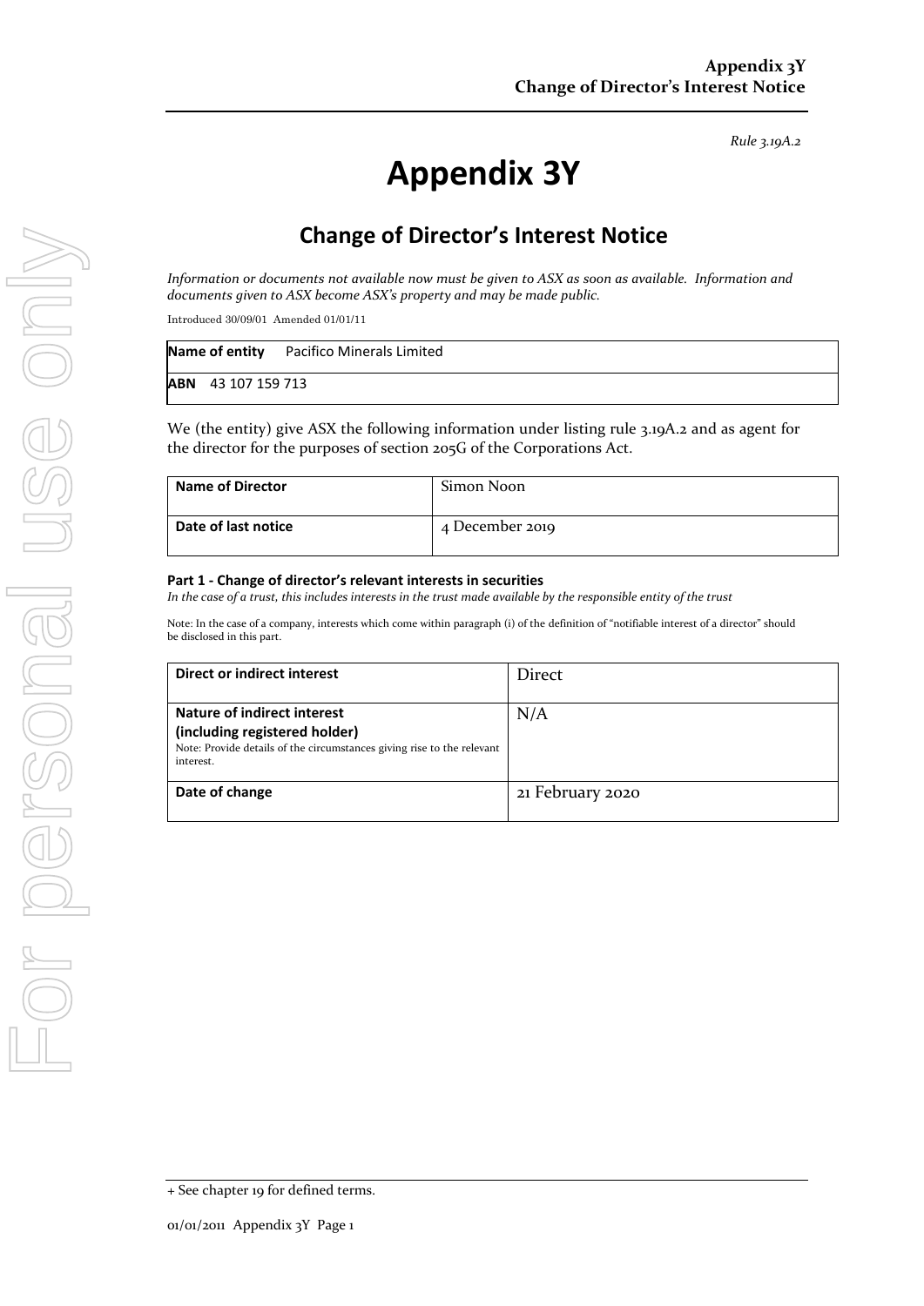*Rule 3.19A.2*

# Appendix 3Y

## Change of Director's Interest Notice

*Information or documents not available now must be given to ASX as soon as available. Information and documents given to ASX become ASX's property and may be made public.*

Introduced 30/09/01 Amended 01/01/11

| **Name of entity** Pacifico Minerals Limited |
|---|
| **ABN** 43 107 159 713 |

We (the entity) give ASX the following information under listing rule 3.19A.2 and as agent for the director for the purposes of section 205G of the Corporations Act.

| **Name of Director** | Simon Noon |
|---|---|
| **Date of last notice** | 4 December 2019 |

#### Part 1 - Change of director's relevant interests in securities

*In the case of a trust, this includes interests in the trust made available by the responsible entity of the trust*

Note: In the case of a company, interests which come within paragraph (i) of the definition of "notifiable interest of a director" should be disclosed in this part.

| **Direct or indirect interest** | Direct |
|---|---|
| **Nature of indirect interest (including registered holder)** Note: Provide details of the circumstances giving rise to the relevant interest. | N/A |
| **Date of change** | 21 February 2020 |

+ See chapter 19 for defined terms.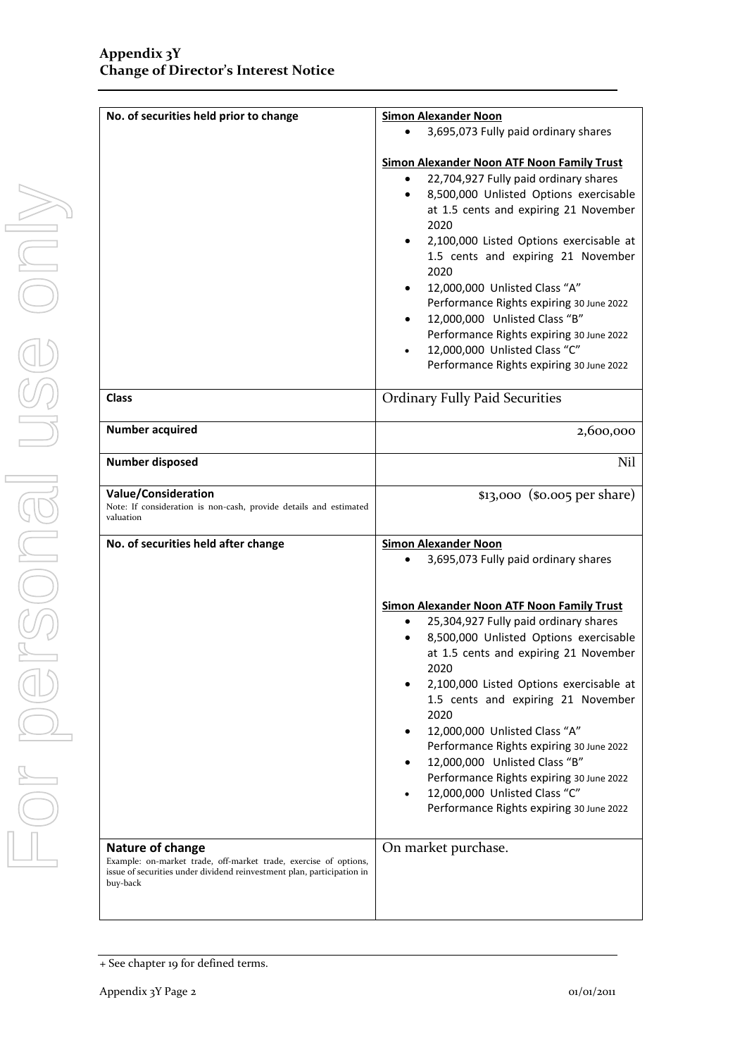| | |
|---|---|
| **No. of securities held prior to change** | **Simon Alexander Noon**<br>• 3,695,073 Fully paid ordinary shares<br><br>**Simon Alexander Noon ATF Noon Family Trust**<br>• 22,704,927 Fully paid ordinary shares<br>• 8,500,000 Unlisted Options exercisable at 1.5 cents and expiring 21 November 2020<br>• 2,100,000 Listed Options exercisable at 1.5 cents and expiring 21 November 2020<br>• 12,000,000 Unlisted Class "A" Performance Rights expiring 30 June 2022<br>• 12,000,000 Unlisted Class "B" Performance Rights expiring 30 June 2022<br>• 12,000,000 Unlisted Class "C" Performance Rights expiring 30 June 2022 |
| **Class** | Ordinary Fully Paid Securities |
| **Number acquired** | 2,600,000 |
| **Number disposed** | Nil |
| **Value/Consideration**<br>Note: If consideration is non-cash, provide details and estimated valuation | $13,000 ($0.005 per share) |
| **No. of securities held after change** | **Simon Alexander Noon**<br>• 3,695,073 Fully paid ordinary shares<br><br>**Simon Alexander Noon ATF Noon Family Trust**<br>• 25,304,927 Fully paid ordinary shares<br>• 8,500,000 Unlisted Options exercisable at 1.5 cents and expiring 21 November 2020<br>• 2,100,000 Listed Options exercisable at 1.5 cents and expiring 21 November 2020<br>• 12,000,000 Unlisted Class "A" Performance Rights expiring 30 June 2022<br>• 12,000,000 Unlisted Class "B" Performance Rights expiring 30 June 2022<br>• 12,000,000 Unlisted Class "C" Performance Rights expiring 30 June 2022 |
| **Nature of change**<br>Example: on-market trade, off-market trade, exercise of options, issue of securities under dividend reinvestment plan, participation in buy-back | On market purchase. |

+ See chapter 19 for defined terms.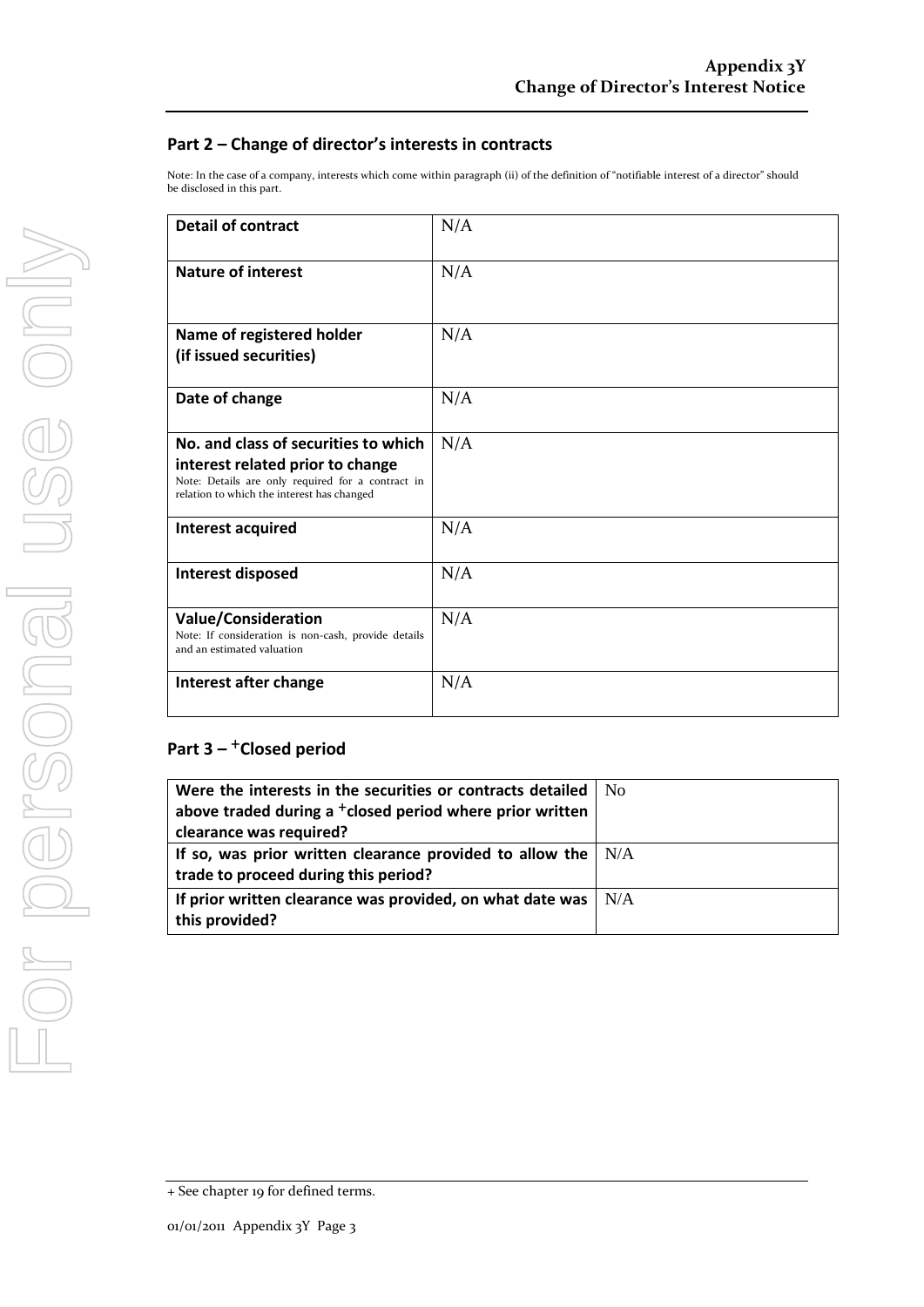## Part 2 – Change of director's interests in contracts

Note: In the case of a company, interests which come within paragraph (ii) of the definition of "notifiable interest of a director" should be disclosed in this part.

| | |
|---|---|
| **Detail of contract** | N/A |
| **Nature of interest** | N/A |
| **Name of registered holder (if issued securities)** | N/A |
| **Date of change** | N/A |
| **No. and class of securities to which interest related prior to change** Note: Details are only required for a contract in relation to which the interest has changed | N/A |
| **Interest acquired** | N/A |
| **Interest disposed** | N/A |
| **Value/Consideration** Note: If consideration is non-cash, provide details and an estimated valuation | N/A |
| **Interest after change** | N/A |

## Part 3 – +Closed period

| | |
|---|---|
| **Were the interests in the securities or contracts detailed above traded during a +closed period where prior written clearance was required?** | No |
| **If so, was prior written clearance provided to allow the trade to proceed during this period?** | N/A |
| **If prior written clearance was provided, on what date was this provided?** | N/A |

+ See chapter 19 for defined terms.